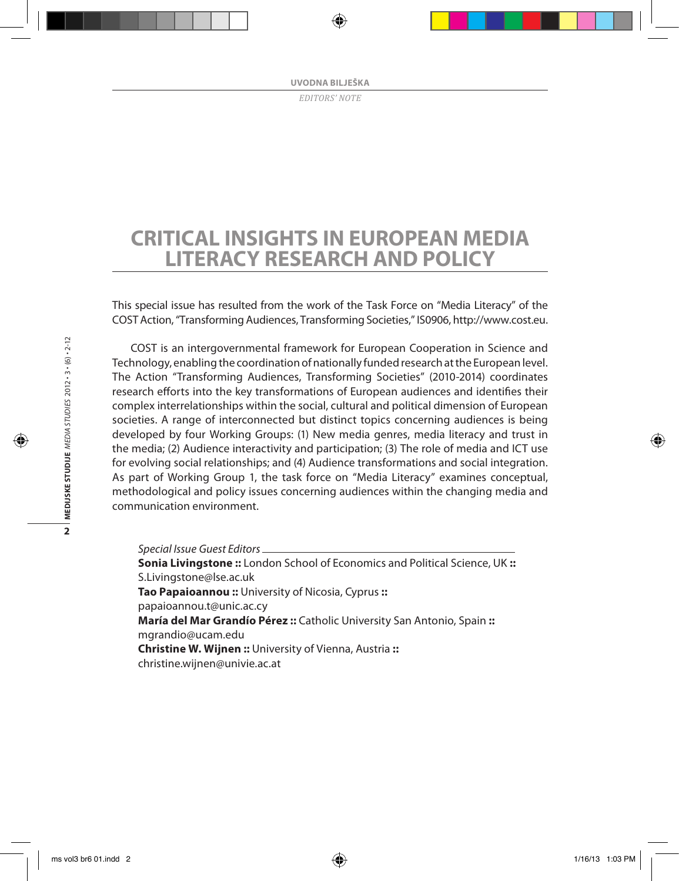UVODNA BILJEŠKA

*EDITORS' NOTE*

# CRITICAL INSIGHTS IN EUROPEAN MEDIA LITERACY RESEARCH AND POLICY

This special issue has resulted from the work of the Task Force on "Media Literacy" of the COST Action, "Transforming Audiences, Transforming Societies," IS0906, http://www.cost.eu.

COST is an intergovernmental framework for European Cooperation in Science and Technology, enabling the coordination of nationally funded research at the European level. The Action "Transforming Audiences, Transforming Societies" (2010-2014) coordinates research efforts into the key transformations of European audiences and identifies their complex interrelationships within the social, cultural and political dimension of European societies. A range of interconnected but distinct topics concerning audiences is being developed by four Working Groups: (1) New media genres, media literacy and trust in the media; (2) Audience interactivity and participation; (3) The role of media and ICT use for evolving social relationships; and (4) Audience transformations and social integration. As part of Working Group 1, the task force on "Media Literacy" examines conceptual, methodological and policy issues concerning audiences within the changing media and communication environment.

*Special Issue Guest Editors*

**Sonia Livingstone ::** London School of Economics and Political Science, UK **::** S.Livingstone@lse.ac.uk

**Tao Papaioannou ::** University of Nicosia, Cyprus **::** papaioannou.t@unic.ac.cy

**María del Mar Grandío Pérez ::** Catholic University San Antonio, Spain **::** mgrandio@ucam.edu

**Christine W. Wijnen ::** University of Vienna, Austria **::** christine.wijnen@univie.ac.at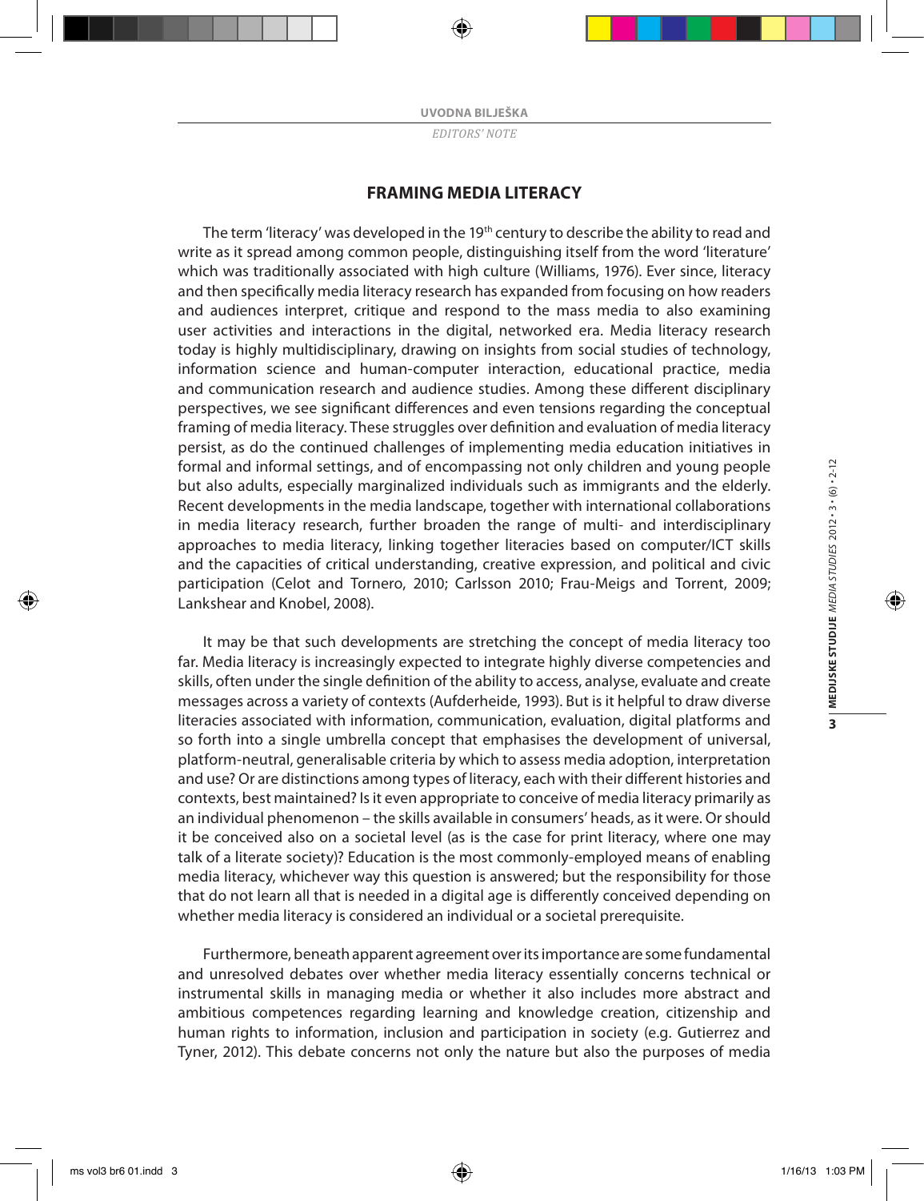UVODNA BILJEŠKA

*EDITORS' NOTE*

## FRAMING MEDIA LITERACY

The term 'literacy' was developed in the 19th century to describe the ability to read and write as it spread among common people, distinguishing itself from the word 'literature' which was traditionally associated with high culture (Williams, 1976). Ever since, literacy and then specifically media literacy research has expanded from focusing on how readers and audiences interpret, critique and respond to the mass media to also examining user activities and interactions in the digital, networked era. Media literacy research today is highly multidisciplinary, drawing on insights from social studies of technology, information science and human-computer interaction, educational practice, media and communication research and audience studies. Among these different disciplinary perspectives, we see significant differences and even tensions regarding the conceptual framing of media literacy. These struggles over definition and evaluation of media literacy persist, as do the continued challenges of implementing media education initiatives in formal and informal settings, and of encompassing not only children and young people but also adults, especially marginalized individuals such as immigrants and the elderly. Recent developments in the media landscape, together with international collaborations in media literacy research, further broaden the range of multi- and interdisciplinary approaches to media literacy, linking together literacies based on computer/ICT skills and the capacities of critical understanding, creative expression, and political and civic participation (Celot and Tornero, 2010; Carlsson 2010; Frau-Meigs and Torrent, 2009; Lankshear and Knobel, 2008).

It may be that such developments are stretching the concept of media literacy too far. Media literacy is increasingly expected to integrate highly diverse competencies and skills, often under the single definition of the ability to access, analyse, evaluate and create messages across a variety of contexts (Aufderheide, 1993). But is it helpful to draw diverse literacies associated with information, communication, evaluation, digital platforms and so forth into a single umbrella concept that emphasises the development of universal, platform-neutral, generalisable criteria by which to assess media adoption, interpretation and use? Or are distinctions among types of literacy, each with their different histories and contexts, best maintained? Is it even appropriate to conceive of media literacy primarily as an individual phenomenon – the skills available in consumers' heads, as it were. Or should it be conceived also on a societal level (as is the case for print literacy, where one may talk of a literate society)? Education is the most commonly-employed means of enabling media literacy, whichever way this question is answered; but the responsibility for those that do not learn all that is needed in a digital age is differently conceived depending on whether media literacy is considered an individual or a societal prerequisite.

Furthermore, beneath apparent agreement over its importance are some fundamental and unresolved debates over whether media literacy essentially concerns technical or instrumental skills in managing media or whether it also includes more abstract and ambitious competences regarding learning and knowledge creation, citizenship and human rights to information, inclusion and participation in society (e.g. Gutierrez and Tyner, 2012). This debate concerns not only the nature but also the purposes of media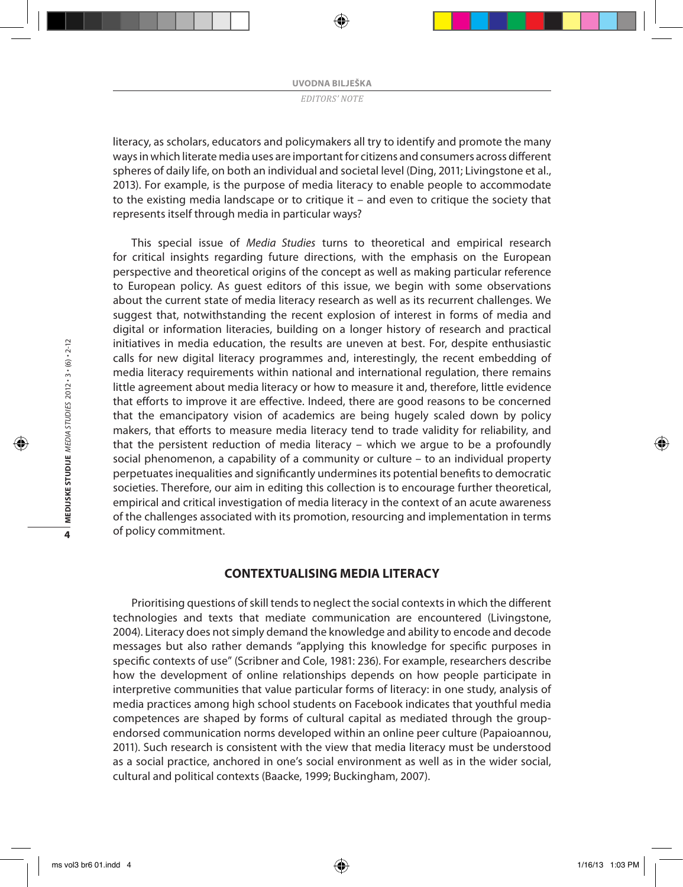literacy, as scholars, educators and policymakers all try to identify and promote the many ways in which literate media uses are important for citizens and consumers across different spheres of daily life, on both an individual and societal level (Ding, 2011; Livingstone et al., 2013). For example, is the purpose of media literacy to enable people to accommodate to the existing media landscape or to critique it – and even to critique the society that represents itself through media in particular ways?

This special issue of *Media Studies* turns to theoretical and empirical research for critical insights regarding future directions, with the emphasis on the European perspective and theoretical origins of the concept as well as making particular reference to European policy. As guest editors of this issue, we begin with some observations about the current state of media literacy research as well as its recurrent challenges. We suggest that, notwithstanding the recent explosion of interest in forms of media and digital or information literacies, building on a longer history of research and practical initiatives in media education, the results are uneven at best. For, despite enthusiastic calls for new digital literacy programmes and, interestingly, the recent embedding of media literacy requirements within national and international regulation, there remains little agreement about media literacy or how to measure it and, therefore, little evidence that efforts to improve it are effective. Indeed, there are good reasons to be concerned that the emancipatory vision of academics are being hugely scaled down by policy makers, that efforts to measure media literacy tend to trade validity for reliability, and that the persistent reduction of media literacy – which we argue to be a profoundly social phenomenon, a capability of a community or culture – to an individual property perpetuates inequalities and significantly undermines its potential benefits to democratic societies. Therefore, our aim in editing this collection is to encourage further theoretical, empirical and critical investigation of media literacy in the context of an acute awareness of the challenges associated with its promotion, resourcing and implementation in terms of policy commitment.

## CONTEXTUALISING MEDIA LITERACY

Prioritising questions of skill tends to neglect the social contexts in which the different technologies and texts that mediate communication are encountered (Livingstone, 2004). Literacy does not simply demand the knowledge and ability to encode and decode messages but also rather demands "applying this knowledge for specific purposes in specific contexts of use" (Scribner and Cole, 1981: 236). For example, researchers describe how the development of online relationships depends on how people participate in interpretive communities that value particular forms of literacy: in one study, analysis of media practices among high school students on Facebook indicates that youthful media competences are shaped by forms of cultural capital as mediated through the group-endorsed communication norms developed within an online peer culture (Papaioannou, 2011). Such research is consistent with the view that media literacy must be understood as a social practice, anchored in one's social environment as well as in the wider social, cultural and political contexts (Baacke, 1999; Buckingham, 2007).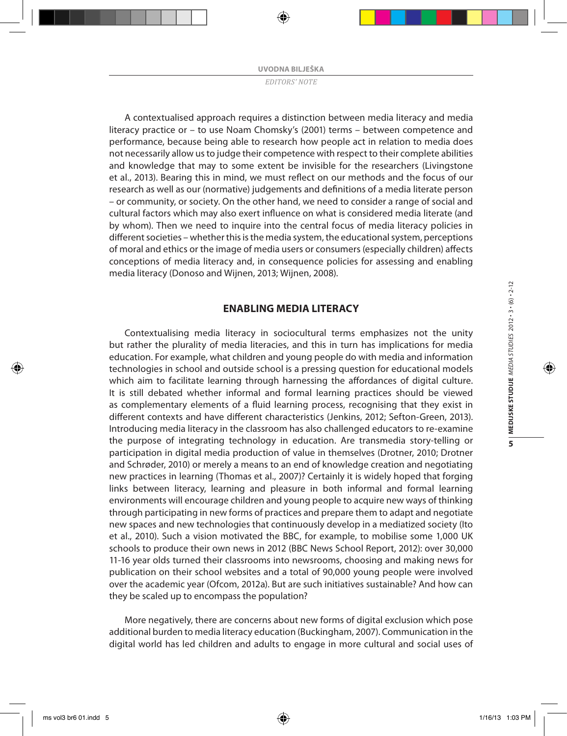A contextualised approach requires a distinction between media literacy and media literacy practice or – to use Noam Chomsky's (2001) terms – between competence and performance, because being able to research how people act in relation to media does not necessarily allow us to judge their competence with respect to their complete abilities and knowledge that may to some extent be invisible for the researchers (Livingstone et al., 2013). Bearing this in mind, we must reflect on our methods and the focus of our research as well as our (normative) judgements and definitions of a media literate person – or community, or society. On the other hand, we need to consider a range of social and cultural factors which may also exert influence on what is considered media literate (and by whom). Then we need to inquire into the central focus of media literacy policies in different societies – whether this is the media system, the educational system, perceptions of moral and ethics or the image of media users or consumers (especially children) affects conceptions of media literacy and, in consequence policies for assessing and enabling media literacy (Donoso and Wijnen, 2013; Wijnen, 2008).

## ENABLING MEDIA LITERACY

Contextualising media literacy in sociocultural terms emphasizes not the unity but rather the plurality of media literacies, and this in turn has implications for media education. For example, what children and young people do with media and information technologies in school and outside school is a pressing question for educational models which aim to facilitate learning through harnessing the affordances of digital culture. It is still debated whether informal and formal learning practices should be viewed as complementary elements of a fluid learning process, recognising that they exist in different contexts and have different characteristics (Jenkins, 2012; Sefton-Green, 2013). Introducing media literacy in the classroom has also challenged educators to re-examine the purpose of integrating technology in education. Are transmedia story-telling or participation in digital media production of value in themselves (Drotner, 2010; Drotner and Schrøder, 2010) or merely a means to an end of knowledge creation and negotiating new practices in learning (Thomas et al., 2007)? Certainly it is widely hoped that forging links between literacy, learning and pleasure in both informal and formal learning environments will encourage children and young people to acquire new ways of thinking through participating in new forms of practices and prepare them to adapt and negotiate new spaces and new technologies that continuously develop in a mediatized society (Ito et al., 2010). Such a vision motivated the BBC, for example, to mobilise some 1,000 UK schools to produce their own news in 2012 (BBC News School Report, 2012): over 30,000 11-16 year olds turned their classrooms into newsrooms, choosing and making news for publication on their school websites and a total of 90,000 young people were involved over the academic year (Ofcom, 2012a). But are such initiatives sustainable? And how can they be scaled up to encompass the population?

More negatively, there are concerns about new forms of digital exclusion which pose additional burden to media literacy education (Buckingham, 2007). Communication in the digital world has led children and adults to engage in more cultural and social uses of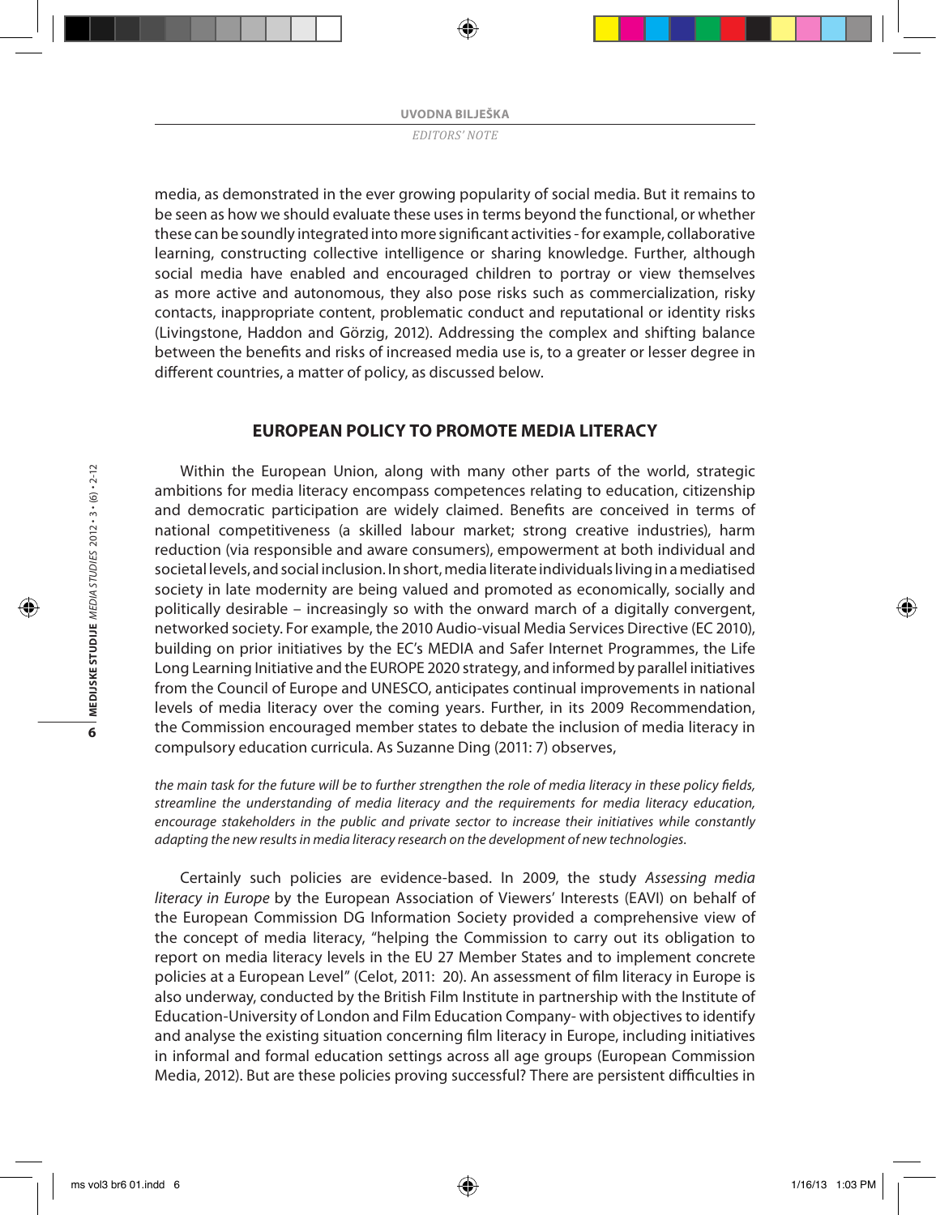media, as demonstrated in the ever growing popularity of social media. But it remains to be seen as how we should evaluate these uses in terms beyond the functional, or whether these can be soundly integrated into more significant activities - for example, collaborative learning, constructing collective intelligence or sharing knowledge. Further, although social media have enabled and encouraged children to portray or view themselves as more active and autonomous, they also pose risks such as commercialization, risky contacts, inappropriate content, problematic conduct and reputational or identity risks (Livingstone, Haddon and Görzig, 2012). Addressing the complex and shifting balance between the benefits and risks of increased media use is, to a greater or lesser degree in different countries, a matter of policy, as discussed below.

## EUROPEAN POLICY TO PROMOTE MEDIA LITERACY

Within the European Union, along with many other parts of the world, strategic ambitions for media literacy encompass competences relating to education, citizenship and democratic participation are widely claimed. Benefits are conceived in terms of national competitiveness (a skilled labour market; strong creative industries), harm reduction (via responsible and aware consumers), empowerment at both individual and societal levels, and social inclusion. In short, media literate individuals living in a mediatised society in late modernity are being valued and promoted as economically, socially and politically desirable – increasingly so with the onward march of a digitally convergent, networked society. For example, the 2010 Audio-visual Media Services Directive (EC 2010), building on prior initiatives by the EC's MEDIA and Safer Internet Programmes, the Life Long Learning Initiative and the EUROPE 2020 strategy, and informed by parallel initiatives from the Council of Europe and UNESCO, anticipates continual improvements in national levels of media literacy over the coming years. Further, in its 2009 Recommendation, the Commission encouraged member states to debate the inclusion of media literacy in compulsory education curricula. As Suzanne Ding (2011: 7) observes,

*the main task for the future will be to further strengthen the role of media literacy in these policy fields, streamline the understanding of media literacy and the requirements for media literacy education, encourage stakeholders in the public and private sector to increase their initiatives while constantly adapting the new results in media literacy research on the development of new technologies.*

Certainly such policies are evidence-based. In 2009, the study *Assessing media literacy in Europe* by the European Association of Viewers' Interests (EAVI) on behalf of the European Commission DG Information Society provided a comprehensive view of the concept of media literacy, "helping the Commission to carry out its obligation to report on media literacy levels in the EU 27 Member States and to implement concrete policies at a European Level" (Celot, 2011: 20). An assessment of film literacy in Europe is also underway, conducted by the British Film Institute in partnership with the Institute of Education-University of London and Film Education Company- with objectives to identify and analyse the existing situation concerning film literacy in Europe, including initiatives in informal and formal education settings across all age groups (European Commission Media, 2012). But are these policies proving successful? There are persistent difficulties in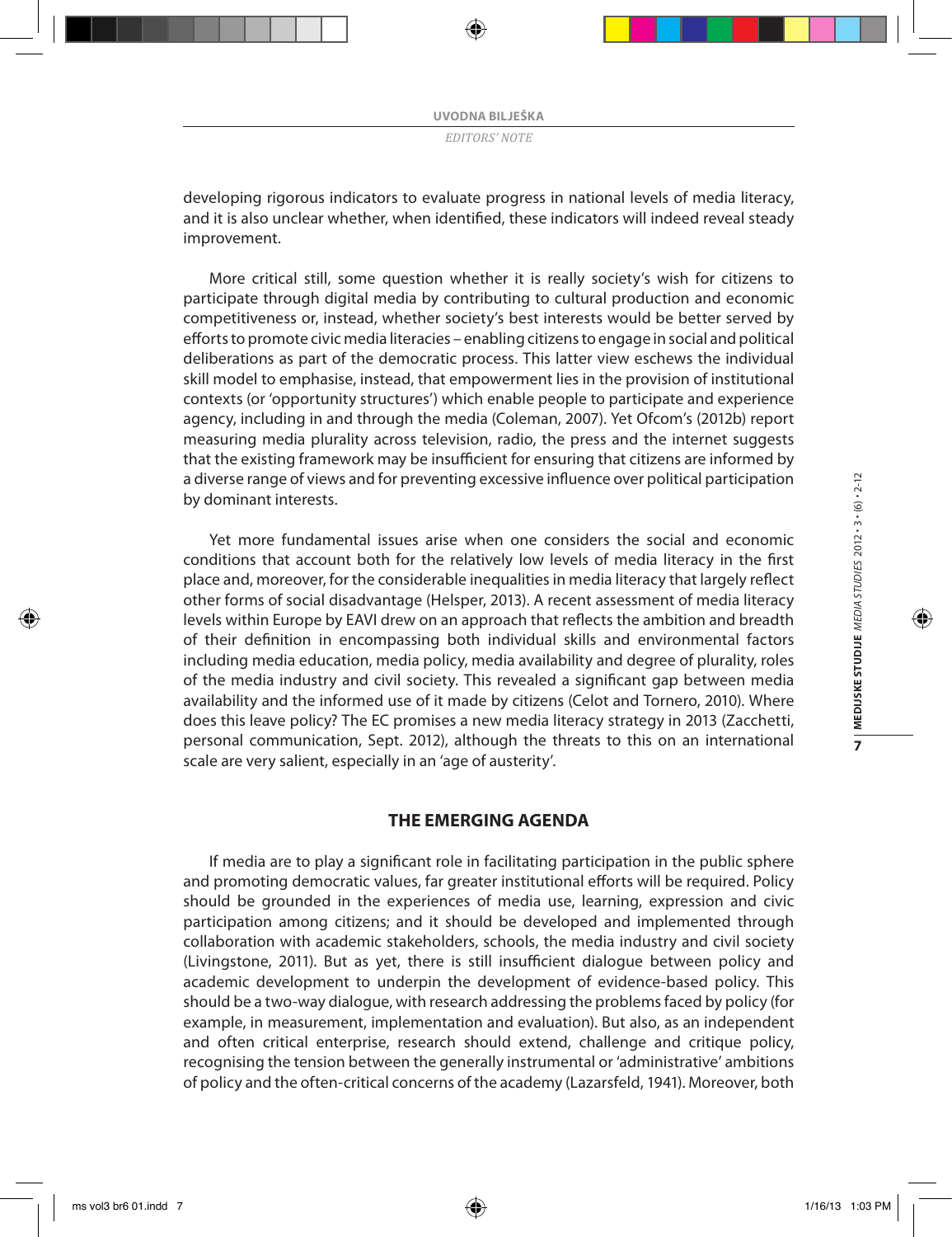developing rigorous indicators to evaluate progress in national levels of media literacy, and it is also unclear whether, when identified, these indicators will indeed reveal steady improvement.

More critical still, some question whether it is really society's wish for citizens to participate through digital media by contributing to cultural production and economic competitiveness or, instead, whether society's best interests would be better served by efforts to promote civic media literacies – enabling citizens to engage in social and political deliberations as part of the democratic process. This latter view eschews the individual skill model to emphasise, instead, that empowerment lies in the provision of institutional contexts (or 'opportunity structures') which enable people to participate and experience agency, including in and through the media (Coleman, 2007). Yet Ofcom's (2012b) report measuring media plurality across television, radio, the press and the internet suggests that the existing framework may be insufficient for ensuring that citizens are informed by a diverse range of views and for preventing excessive influence over political participation by dominant interests.

Yet more fundamental issues arise when one considers the social and economic conditions that account both for the relatively low levels of media literacy in the first place and, moreover, for the considerable inequalities in media literacy that largely reflect other forms of social disadvantage (Helsper, 2013). A recent assessment of media literacy levels within Europe by EAVI drew on an approach that reflects the ambition and breadth of their definition in encompassing both individual skills and environmental factors including media education, media policy, media availability and degree of plurality, roles of the media industry and civil society. This revealed a significant gap between media availability and the informed use of it made by citizens (Celot and Tornero, 2010). Where does this leave policy? The EC promises a new media literacy strategy in 2013 (Zacchetti, personal communication, Sept. 2012), although the threats to this on an international scale are very salient, especially in an 'age of austerity'.

## THE EMERGING AGENDA

If media are to play a significant role in facilitating participation in the public sphere and promoting democratic values, far greater institutional efforts will be required. Policy should be grounded in the experiences of media use, learning, expression and civic participation among citizens; and it should be developed and implemented through collaboration with academic stakeholders, schools, the media industry and civil society (Livingstone, 2011). But as yet, there is still insufficient dialogue between policy and academic development to underpin the development of evidence-based policy. This should be a two-way dialogue, with research addressing the problems faced by policy (for example, in measurement, implementation and evaluation). But also, as an independent and often critical enterprise, research should extend, challenge and critique policy, recognising the tension between the generally instrumental or 'administrative' ambitions of policy and the often-critical concerns of the academy (Lazarsfeld, 1941). Moreover, both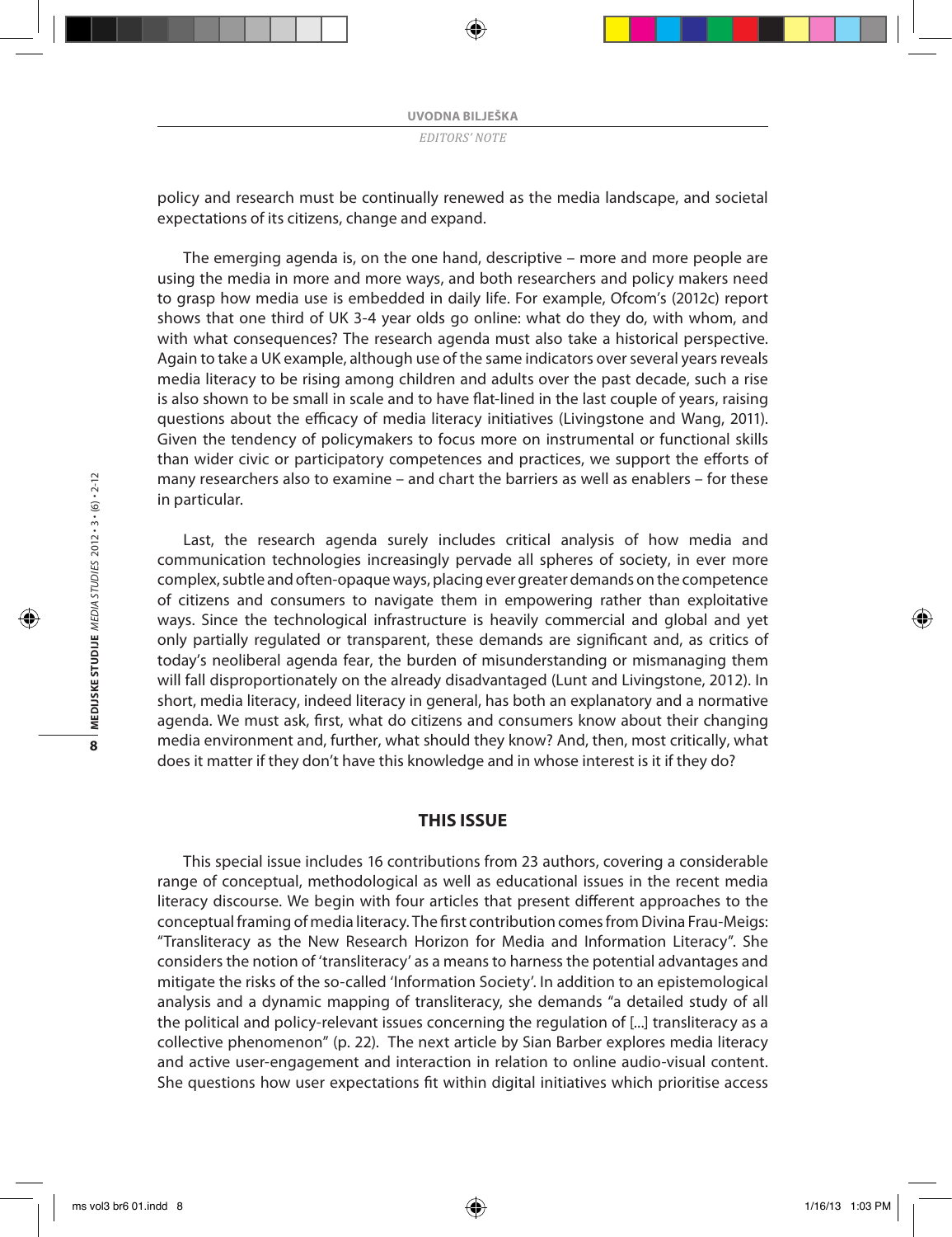policy and research must be continually renewed as the media landscape, and societal expectations of its citizens, change and expand.

The emerging agenda is, on the one hand, descriptive – more and more people are using the media in more and more ways, and both researchers and policy makers need to grasp how media use is embedded in daily life. For example, Ofcom's (2012c) report shows that one third of UK 3-4 year olds go online: what do they do, with whom, and with what consequences? The research agenda must also take a historical perspective. Again to take a UK example, although use of the same indicators over several years reveals media literacy to be rising among children and adults over the past decade, such a rise is also shown to be small in scale and to have flat-lined in the last couple of years, raising questions about the efficacy of media literacy initiatives (Livingstone and Wang, 2011). Given the tendency of policymakers to focus more on instrumental or functional skills than wider civic or participatory competences and practices, we support the efforts of many researchers also to examine – and chart the barriers as well as enablers – for these in particular.

Last, the research agenda surely includes critical analysis of how media and communication technologies increasingly pervade all spheres of society, in ever more complex, subtle and often-opaque ways, placing ever greater demands on the competence of citizens and consumers to navigate them in empowering rather than exploitative ways. Since the technological infrastructure is heavily commercial and global and yet only partially regulated or transparent, these demands are significant and, as critics of today's neoliberal agenda fear, the burden of misunderstanding or mismanaging them will fall disproportionately on the already disadvantaged (Lunt and Livingstone, 2012). In short, media literacy, indeed literacy in general, has both an explanatory and a normative agenda. We must ask, first, what do citizens and consumers know about their changing media environment and, further, what should they know? And, then, most critically, what does it matter if they don't have this knowledge and in whose interest is it if they do?

## THIS ISSUE

This special issue includes 16 contributions from 23 authors, covering a considerable range of conceptual, methodological as well as educational issues in the recent media literacy discourse. We begin with four articles that present different approaches to the conceptual framing of media literacy. The first contribution comes from Divina Frau-Meigs: "Transliteracy as the New Research Horizon for Media and Information Literacy". She considers the notion of 'transliteracy' as a means to harness the potential advantages and mitigate the risks of the so-called 'Information Society'. In addition to an epistemological analysis and a dynamic mapping of transliteracy, she demands "a detailed study of all the political and policy-relevant issues concerning the regulation of [...] transliteracy as a collective phenomenon" (p. 22). The next article by Sian Barber explores media literacy and active user-engagement and interaction in relation to online audio-visual content. She questions how user expectations fit within digital initiatives which prioritise access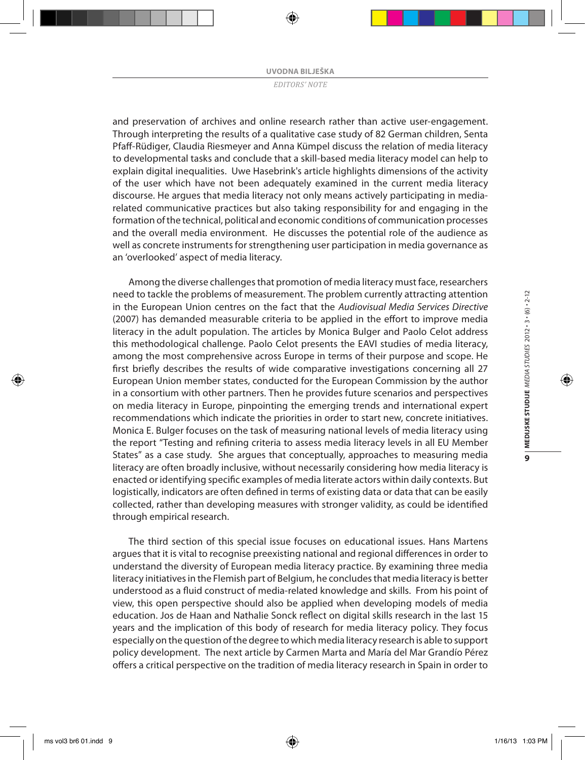and preservation of archives and online research rather than active user-engagement. Through interpreting the results of a qualitative case study of 82 German children, Senta Pfaff-Rüdiger, Claudia Riesmeyer and Anna Kümpel discuss the relation of media literacy to developmental tasks and conclude that a skill-based media literacy model can help to explain digital inequalities. Uwe Hasebrink's article highlights dimensions of the activity of the user which have not been adequately examined in the current media literacy discourse. He argues that media literacy not only means actively participating in media-related communicative practices but also taking responsibility for and engaging in the formation of the technical, political and economic conditions of communication processes and the overall media environment. He discusses the potential role of the audience as well as concrete instruments for strengthening user participation in media governance as an 'overlooked' aspect of media literacy.

Among the diverse challenges that promotion of media literacy must face, researchers need to tackle the problems of measurement. The problem currently attracting attention in the European Union centres on the fact that the *Audiovisual Media Services Directive* (2007) has demanded measurable criteria to be applied in the effort to improve media literacy in the adult population. The articles by Monica Bulger and Paolo Celot address this methodological challenge. Paolo Celot presents the EAVI studies of media literacy, among the most comprehensive across Europe in terms of their purpose and scope. He first briefly describes the results of wide comparative investigations concerning all 27 European Union member states, conducted for the European Commission by the author in a consortium with other partners. Then he provides future scenarios and perspectives on media literacy in Europe, pinpointing the emerging trends and international expert recommendations which indicate the priorities in order to start new, concrete initiatives. Monica E. Bulger focuses on the task of measuring national levels of media literacy using the report "Testing and refining criteria to assess media literacy levels in all EU Member States" as a case study. She argues that conceptually, approaches to measuring media literacy are often broadly inclusive, without necessarily considering how media literacy is enacted or identifying specific examples of media literate actors within daily contexts. But logistically, indicators are often defined in terms of existing data or data that can be easily collected, rather than developing measures with stronger validity, as could be identified through empirical research.

The third section of this special issue focuses on educational issues. Hans Martens argues that it is vital to recognise preexisting national and regional differences in order to understand the diversity of European media literacy practice. By examining three media literacy initiatives in the Flemish part of Belgium, he concludes that media literacy is better understood as a fluid construct of media-related knowledge and skills. From his point of view, this open perspective should also be applied when developing models of media education. Jos de Haan and Nathalie Sonck reflect on digital skills research in the last 15 years and the implication of this body of research for media literacy policy. They focus especially on the question of the degree to which media literacy research is able to support policy development. The next article by Carmen Marta and María del Mar Grandío Pérez offers a critical perspective on the tradition of media literacy research in Spain in order to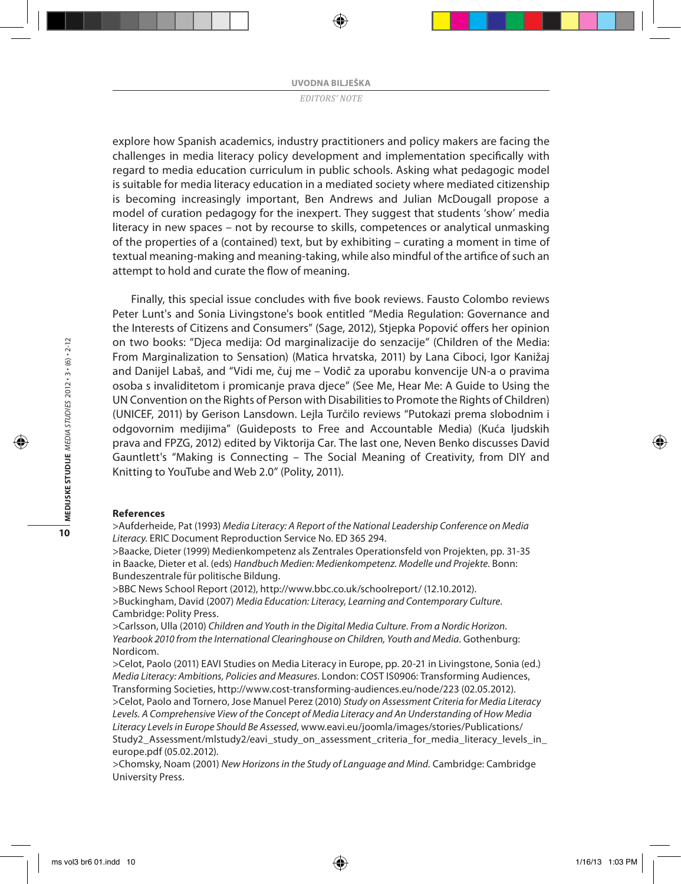explore how Spanish academics, industry practitioners and policy makers are facing the challenges in media literacy policy development and implementation specifically with regard to media education curriculum in public schools. Asking what pedagogic model is suitable for media literacy education in a mediated society where mediated citizenship is becoming increasingly important, Ben Andrews and Julian McDougall propose a model of curation pedagogy for the inexpert. They suggest that students 'show' media literacy in new spaces – not by recourse to skills, competences or analytical unmasking of the properties of a (contained) text, but by exhibiting – curating a moment in time of textual meaning-making and meaning-taking, while also mindful of the artifice of such an attempt to hold and curate the flow of meaning.

Finally, this special issue concludes with five book reviews. Fausto Colombo reviews Peter Lunt's and Sonia Livingstone's book entitled "Media Regulation: Governance and the Interests of Citizens and Consumers" (Sage, 2012), Stjepka Popović offers her opinion on two books: "Djeca medija: Od marginalizacije do senzacije" (Children of the Media: From Marginalization to Sensation) (Matica hrvatska, 2011) by Lana Ciboci, Igor Kanižaj and Danijel Labaš, and "Vidi me, čuj me – Vodič za uporabu konvencije UN-a o pravima osoba s invaliditetom i promicanje prava djece" (See Me, Hear Me: A Guide to Using the UN Convention on the Rights of Person with Disabilities to Promote the Rights of Children) (UNICEF, 2011) by Gerison Lansdown. Lejla Turčilo reviews "Putokazi prema slobodnim i odgovornim medijima" (Guideposts to Free and Accountable Media) (Kuća ljudskih prava and FPZG, 2012) edited by Viktorija Car. The last one, Neven Benko discusses David Gauntlett's "Making is Connecting – The Social Meaning of Creativity, from DIY and Knitting to YouTube and Web 2.0" (Polity, 2011).

**References**

>Aufderheide, Pat (1993) *Media Literacy: A Report of the National Leadership Conference on Media Literacy*. ERIC Document Reproduction Service No. ED 365 294.

>Baacke, Dieter (1999) Medienkompetenz als Zentrales Operationsfeld von Projekten, pp. 31-35 in Baacke, Dieter et al. (eds) *Handbuch Medien: Medienkompetenz. Modelle und Projekte*. Bonn: Bundeszentrale für politische Bildung.

>BBC News School Report (2012), http://www.bbc.co.uk/schoolreport/ (12.10.2012).

>Buckingham, David (2007) *Media Education: Literacy, Learning and Contemporary Culture*. Cambridge: Polity Press.

>Carlsson, Ulla (2010) *Children and Youth in the Digital Media Culture. From a Nordic Horizon. Yearbook 2010 from the International Clearinghouse on Children, Youth and Media*. Gothenburg: Nordicom.

>Celot, Paolo (2011) EAVI Studies on Media Literacy in Europe, pp. 20-21 in Livingstone, Sonia (ed.) *Media Literacy: Ambitions, Policies and Measures*. London: COST IS0906: Transforming Audiences, Transforming Societies, http://www.cost-transforming-audiences.eu/node/223 (02.05.2012).

>Celot, Paolo and Tornero, Jose Manuel Perez (2010) *Study on Assessment Criteria for Media Literacy Levels. A Comprehensive View of the Concept of Media Literacy and An Understanding of How Media Literacy Levels in Europe Should Be Assessed*, www.eavi.eu/joomla/images/stories/Publications/Study2_Assessment/mlstudy2/eavi_study_on_assessment_criteria_for_media_literacy_levels_in_europe.pdf (05.02.2012).

>Chomsky, Noam (2001) *New Horizons in the Study of Language and Mind.* Cambridge: Cambridge University Press.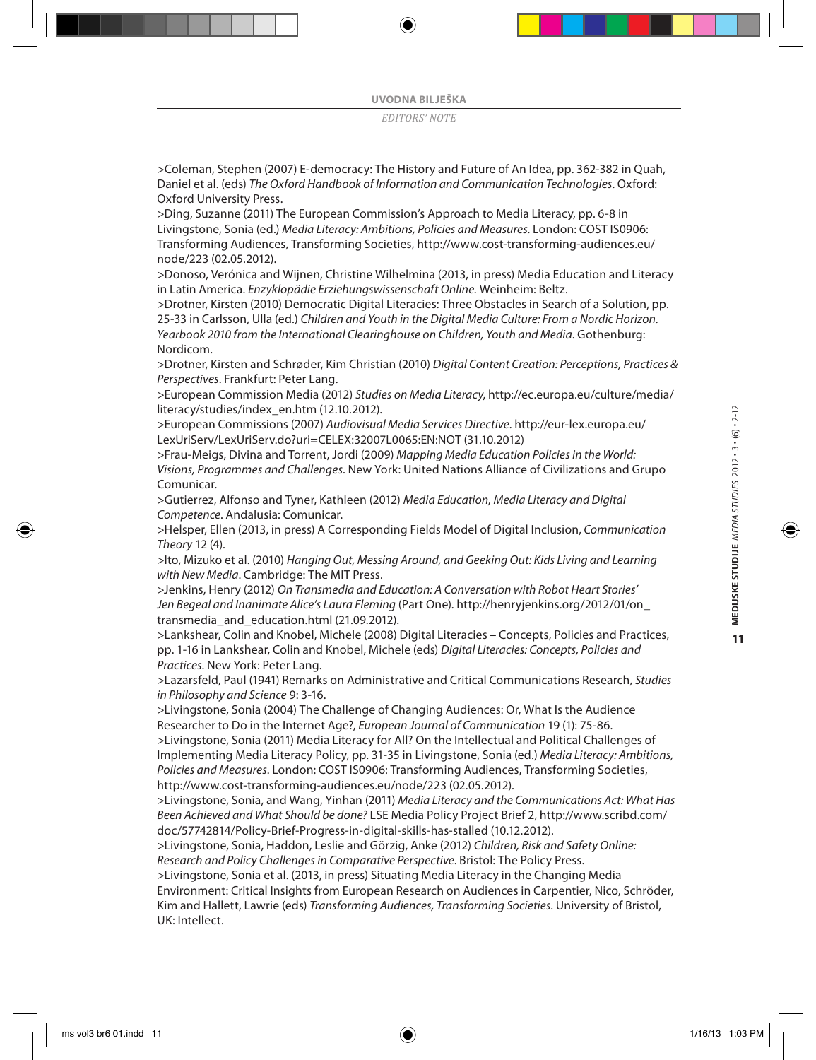>Coleman, Stephen (2007) E-democracy: The History and Future of An Idea, pp. 362-382 in Quah, Daniel et al. (eds) *The Oxford Handbook of Information and Communication Technologies*. Oxford: Oxford University Press.

>Ding, Suzanne (2011) The European Commission's Approach to Media Literacy, pp. 6-8 in Livingstone, Sonia (ed.) *Media Literacy: Ambitions, Policies and Measures*. London: COST IS0906: Transforming Audiences, Transforming Societies, http://www.cost-transforming-audiences.eu/node/223 (02.05.2012).

>Donoso, Verónica and Wijnen, Christine Wilhelmina (2013, in press) Media Education and Literacy in Latin America. *Enzyklopädie Erziehungswissenschaft Online*. Weinheim: Beltz.

>Drotner, Kirsten (2010) Democratic Digital Literacies: Three Obstacles in Search of a Solution, pp. 25-33 in Carlsson, Ulla (ed.) *Children and Youth in the Digital Media Culture: From a Nordic Horizon. Yearbook 2010 from the International Clearinghouse on Children, Youth and Media*. Gothenburg: Nordicom.

>Drotner, Kirsten and Schrøder, Kim Christian (2010) *Digital Content Creation: Perceptions, Practices & Perspectives*. Frankfurt: Peter Lang.

>European Commission Media (2012) *Studies on Media Literacy*, http://ec.europa.eu/culture/media/literacy/studies/index_en.htm (12.10.2012).

>European Commissions (2007) *Audiovisual Media Services Directive*. http://eur-lex.europa.eu/LexUriServ/LexUriServ.do?uri=CELEX:32007L0065:EN:NOT (31.10.2012)

>Frau-Meigs, Divina and Torrent, Jordi (2009) *Mapping Media Education Policies in the World: Visions, Programmes and Challenges*. New York: United Nations Alliance of Civilizations and Grupo Comunicar.

>Gutierrez, Alfonso and Tyner, Kathleen (2012) *Media Education, Media Literacy and Digital Competence*. Andalusia: Comunicar.

>Helsper, Ellen (2013, in press) A Corresponding Fields Model of Digital Inclusion, *Communication Theory* 12 (4).

>Ito, Mizuko et al. (2010) *Hanging Out, Messing Around, and Geeking Out: Kids Living and Learning with New Media*. Cambridge: The MIT Press.

>Jenkins, Henry (2012) *On Transmedia and Education: A Conversation with Robot Heart Stories' Jen Begeal and Inanimate Alice's Laura Fleming* (Part One). http://henryjenkins.org/2012/01/on_transmedia_and_education.html (21.09.2012).

>Lankshear, Colin and Knobel, Michele (2008) Digital Literacies – Concepts, Policies and Practices, pp. 1-16 in Lankshear, Colin and Knobel, Michele (eds) *Digital Literacies: Concepts, Policies and Practices*. New York: Peter Lang.

>Lazarsfeld, Paul (1941) Remarks on Administrative and Critical Communications Research, *Studies in Philosophy and Science* 9: 3-16.

>Livingstone, Sonia (2004) The Challenge of Changing Audiences: Or, What Is the Audience Researcher to Do in the Internet Age?, *European Journal of Communication* 19 (1): 75-86.

>Livingstone, Sonia (2011) Media Literacy for All? On the Intellectual and Political Challenges of Implementing Media Literacy Policy, pp. 31-35 in Livingstone, Sonia (ed.) *Media Literacy: Ambitions, Policies and Measures*. London: COST IS0906: Transforming Audiences, Transforming Societies, http://www.cost-transforming-audiences.eu/node/223 (02.05.2012).

>Livingstone, Sonia, and Wang, Yinhan (2011) *Media Literacy and the Communications Act: What Has Been Achieved and What Should be done?* LSE Media Policy Project Brief 2, http://www.scribd.com/doc/57742814/Policy-Brief-Progress-in-digital-skills-has-stalled (10.12.2012).

>Livingstone, Sonia, Haddon, Leslie and Görzig, Anke (2012) *Children, Risk and Safety Online: Research and Policy Challenges in Comparative Perspective*. Bristol: The Policy Press.

>Livingstone, Sonia et al. (2013, in press) Situating Media Literacy in the Changing Media Environment: Critical Insights from European Research on Audiences in Carpentier, Nico, Schröder, Kim and Hallett, Lawrie (eds) *Transforming Audiences, Transforming Societies*. University of Bristol, UK: Intellect.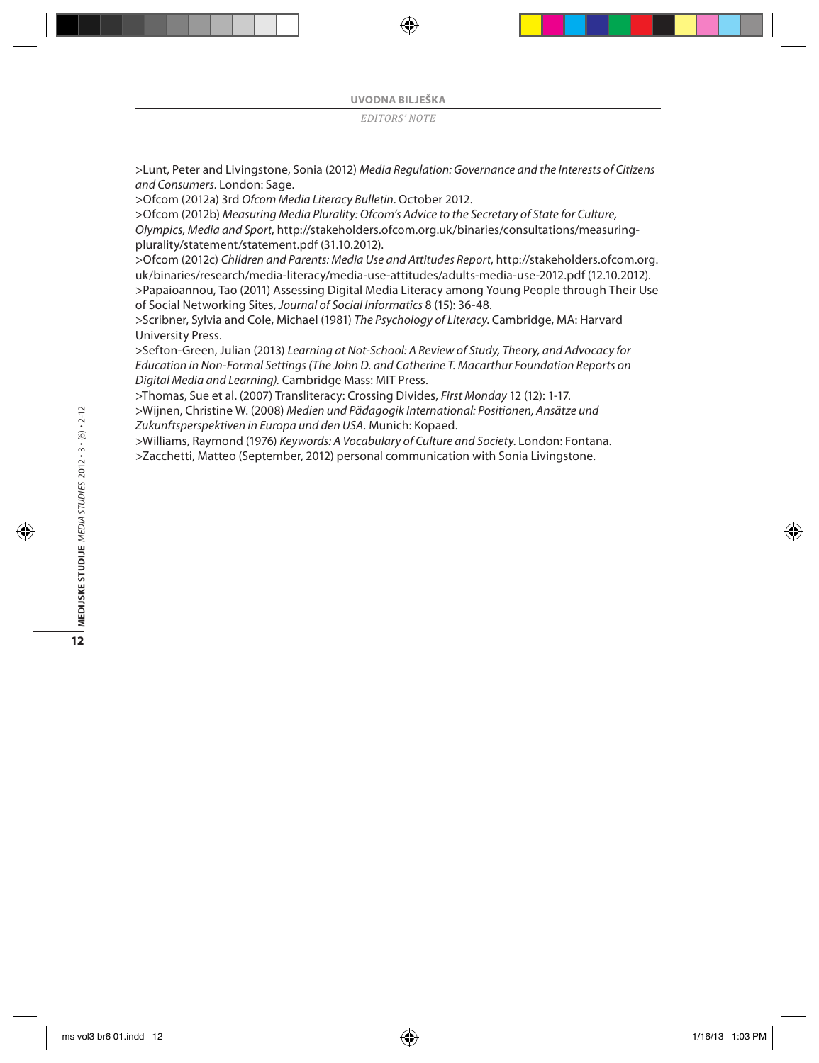>Lunt, Peter and Livingstone, Sonia (2012) *Media Regulation: Governance and the Interests of Citizens and Consumers*. London: Sage.

>Ofcom (2012a) 3rd *Ofcom Media Literacy Bulletin*. October 2012.

>Ofcom (2012b) *Measuring Media Plurality: Ofcom's Advice to the Secretary of State for Culture, Olympics, Media and Sport*, http://stakeholders.ofcom.org.uk/binaries/consultations/measuring-plurality/statement/statement.pdf (31.10.2012).

>Ofcom (2012c) *Children and Parents: Media Use and Attitudes Report*, http://stakeholders.ofcom.org.uk/binaries/research/media-literacy/media-use-attitudes/adults-media-use-2012.pdf (12.10.2012).

>Papaioannou, Tao (2011) Assessing Digital Media Literacy among Young People through Their Use of Social Networking Sites, *Journal of Social Informatics* 8 (15): 36-48.

>Scribner, Sylvia and Cole, Michael (1981) *The Psychology of Literacy*. Cambridge, MA: Harvard University Press.

>Sefton-Green, Julian (2013) *Learning at Not-School: A Review of Study, Theory, and Advocacy for Education in Non-Formal Settings (The John D. and Catherine T. Macarthur Foundation Reports on Digital Media and Learning).* Cambridge Mass: MIT Press.

>Thomas, Sue et al. (2007) Transliteracy: Crossing Divides, *First Monday* 12 (12): 1-17.

>Wijnen, Christine W. (2008) *Medien und Pädagogik International: Positionen, Ansätze und Zukunftsperspektiven in Europa und den USA*. Munich: Kopaed.

>Williams, Raymond (1976) *Keywords: A Vocabulary of Culture and Society*. London: Fontana.

>Zacchetti, Matteo (September, 2012) personal communication with Sonia Livingstone.